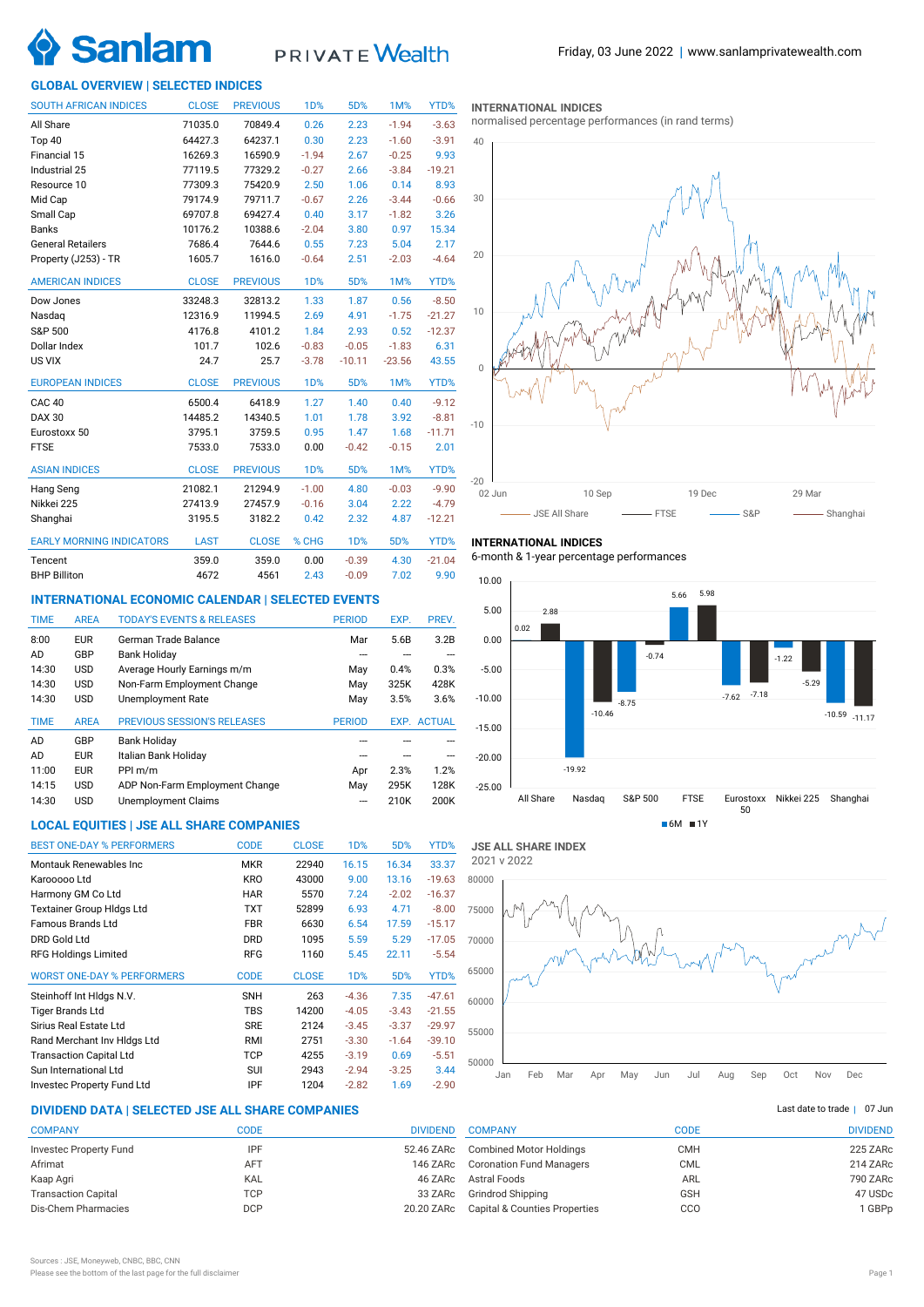Sanlam PRIVATE Wealth

Friday, 03 June 2022 | www.sanlamprivatewealth.com

## GLOBAL OVERVIEW | SELECTED INDICES

| SOUTH AFRICAN INDICES | CLOSE | PREVIOUS | 1D% | 5D% | 1M% | YTD% |
|---|---|---|---|---|---|---|
| All Share | 71035.0 | 70849.4 | 0.26 | 2.23 | -1.94 | -3.63 |
| Top 40 | 64427.3 | 64237.1 | 0.30 | 2.23 | -1.60 | -3.91 |
| Financial 15 | 16269.3 | 16590.9 | -1.94 | 2.67 | -0.25 | 9.93 |
| Industrial 25 | 77119.5 | 77329.2 | -0.27 | 2.66 | -3.84 | -19.21 |
| Resource 10 | 77309.3 | 75420.9 | 2.50 | 1.06 | 0.14 | 8.93 |
| Mid Cap | 79174.9 | 79711.7 | -0.67 | 2.26 | -3.44 | -0.66 |
| Small Cap | 69707.8 | 69427.4 | 0.40 | 3.17 | -1.82 | 3.26 |
| Banks | 10176.2 | 10388.6 | -2.04 | 3.80 | 0.97 | 15.34 |
| General Retailers | 7686.4 | 7644.6 | 0.55 | 7.23 | 5.04 | 2.17 |
| Property (J253) - TR | 1605.7 | 1616.0 | -0.64 | 2.51 | -2.03 | -4.64 |

| AMERICAN INDICES | CLOSE | PREVIOUS | 1D% | 5D% | 1M% | YTD% |
|---|---|---|---|---|---|---|
| Dow Jones | 33248.3 | 32813.2 | 1.33 | 1.87 | 0.56 | -8.50 |
| Nasdaq | 12316.9 | 11994.5 | 2.69 | 4.91 | -1.75 | -21.27 |
| S&P 500 | 4176.8 | 4101.2 | 1.84 | 2.93 | 0.52 | -12.37 |
| Dollar Index | 101.7 | 102.6 | -0.83 | -0.05 | -1.83 | 6.31 |
| US VIX | 24.7 | 25.7 | -3.78 | -10.11 | -23.56 | 43.55 |

| EUROPEAN INDICES | CLOSE | PREVIOUS | 1D% | 5D% | 1M% | YTD% |
|---|---|---|---|---|---|---|
| CAC 40 | 6500.4 | 6418.9 | 1.27 | 1.40 | 0.40 | -9.12 |
| DAX 30 | 14485.2 | 14340.5 | 1.01 | 1.78 | 3.92 | -8.81 |
| Eurostoxx 50 | 3795.1 | 3759.5 | 0.95 | 1.47 | 1.68 | -11.71 |
| FTSE | 7533.0 | 7533.0 | 0.00 | -0.42 | -0.15 | 2.01 |

| ASIAN INDICES | CLOSE | PREVIOUS | 1D% | 5D% | 1M% | YTD% |
|---|---|---|---|---|---|---|
| Hang Seng | 21082.1 | 21294.9 | -1.00 | 4.80 | -0.03 | -9.90 |
| Nikkei 225 | 27413.9 | 27457.9 | -0.16 | 3.04 | 2.22 | -4.79 |
| Shanghai | 3195.5 | 3182.2 | 0.42 | 2.32 | 4.87 | -12.21 |

| EARLY MORNING INDICATORS | LAST | CLOSE | % CHG | 1D% | 5D% | YTD% |
|---|---|---|---|---|---|---|
| Tencent | 359.0 | 359.0 | 0.00 | -0.39 | 4.30 | -21.04 |
| BHP Billiton | 4672 | 4561 | 2.43 | -0.09 | 7.02 | 9.90 |

### INTERNATIONAL INDICES
normalised percentage performances (in rand terms)

40
30
20
10
0
-10
-20
02 Jun
10 Sep
19 Dec
29 Mar
JSE All Share
FTSE
S&P
Shanghai

### INTERNATIONAL INDICES
6-month & 1-year percentage performances

10.00
5.00
0.00
-5.00
-10.00
-15.00
-20.00
-25.00
0.02
2.88
-19.92
-10.46
-8.75
-0.74
5.66
5.98
-7.62
-7.18
-1.22
-5.29
-10.59
-11.17
All Share
Nasdaq
S&P 500
FTSE
Eurostoxx 50
Nikkei 225
Shanghai
6M
1Y

## INTERNATIONAL ECONOMIC CALENDAR | SELECTED EVENTS

| TIME | AREA | TODAY'S EVENTS & RELEASES | PERIOD | EXP. | PREV. |
|---|---|---|---|---|---|
| 8:00 | EUR | German Trade Balance | Mar | 5.6B | 3.2B |
| AD | GBP | Bank Holiday | — | — | — |
| 14:30 | USD | Average Hourly Earnings m/m | May | 0.4% | 0.3% |
| 14:30 | USD | Non-Farm Employment Change | May | 325K | 428K |
| 14:30 | USD | Unemployment Rate | May | 3.5% | 3.6% |

| TIME | AREA | PREVIOUS SESSION'S RELEASES | PERIOD | EXP. | ACTUAL |
|---|---|---|---|---|---|
| AD | GBP | Bank Holiday | — | — | — |
| AD | EUR | Italian Bank Holiday | — | — | — |
| 11:00 | EUR | PPI m/m | Apr | 2.3% | 1.2% |
| 14:15 | USD | ADP Non-Farm Employment Change | May | 295K | 128K |
| 14:30 | USD | Unemployment Claims | — | 210K | 200K |

## LOCAL EQUITIES | JSE ALL SHARE COMPANIES

| BEST ONE-DAY % PERFORMERS | CODE | CLOSE | 1D% | 5D% | YTD% |
|---|---|---|---|---|---|
| Montauk Renewables Inc | MKR | 22940 | 16.15 | 16.34 | 33.37 |
| Karooooo Ltd | KRO | 43000 | 9.00 | 13.16 | -19.63 |
| Harmony GM Co Ltd | HAR | 5570 | 7.24 | -2.02 | -16.37 |
| Textainer Group Hldgs Ltd | TXT | 52899 | 6.93 | 4.71 | -8.00 |
| Famous Brands Ltd | FBR | 6630 | 6.54 | 17.59 | -15.17 |
| DRD Gold Ltd | DRD | 1095 | 5.59 | 5.29 | -17.05 |
| RFG Holdings Limited | RFG | 1160 | 5.45 | 22.11 | -5.54 |

| WORST ONE-DAY % PERFORMERS | CODE | CLOSE | 1D% | 5D% | YTD% |
|---|---|---|---|---|---|
| Steinhoff Int Hldgs N.V. | SNH | 263 | -4.36 | 7.35 | -47.61 |
| Tiger Brands Ltd | TBS | 14200 | -4.05 | -3.43 | -21.55 |
| Sirius Real Estate Ltd | SRE | 2124 | -3.45 | -3.37 | -29.97 |
| Rand Merchant Inv Hldgs Ltd | RMI | 2751 | -3.30 | -1.64 | -39.10 |
| Transaction Capital Ltd | TCP | 4255 | -3.19 | 0.69 | -5.51 |
| Sun International Ltd | SUI | 2943 | -2.94 | -3.25 | 3.44 |
| Investec Property Fund Ltd | IPF | 1204 | -2.82 | 1.69 | -2.90 |

### JSE ALL SHARE INDEX
2021 v 2022

80000
75000
70000
65000
60000
55000
50000
Jan
Feb
Mar
Apr
May
Jun
Jul
Aug
Sep
Oct
Nov
Dec

## DIVIDEND DATA | SELECTED JSE ALL SHARE COMPANIES

Last date to trade | 07 Jun

| COMPANY | CODE | DIVIDEND | COMPANY | CODE | DIVIDEND |
|---|---|---|---|---|---|
| Investec Property Fund | IPF | 52.46 ZARc | Combined Motor Holdings | CMH | 225 ZARc |
| Afrimat | AFT | 146 ZARc | Coronation Fund Managers | CML | 214 ZARc |
| Kaap Agri | KAL | 46 ZARc | Astral Foods | ARL | 790 ZARc |
| Transaction Capital | TCP | 33 ZARc | Grindrod Shipping | GSH | 47 USDc |
| Dis-Chem Pharmacies | DCP | 20.20 ZARc | Capital & Counties Properties | CCO | 1 GBPp |

Sources : JSE, Moneyweb, CNBC, BBC, CNN
Please see the bottom of the last page for the full disclaimer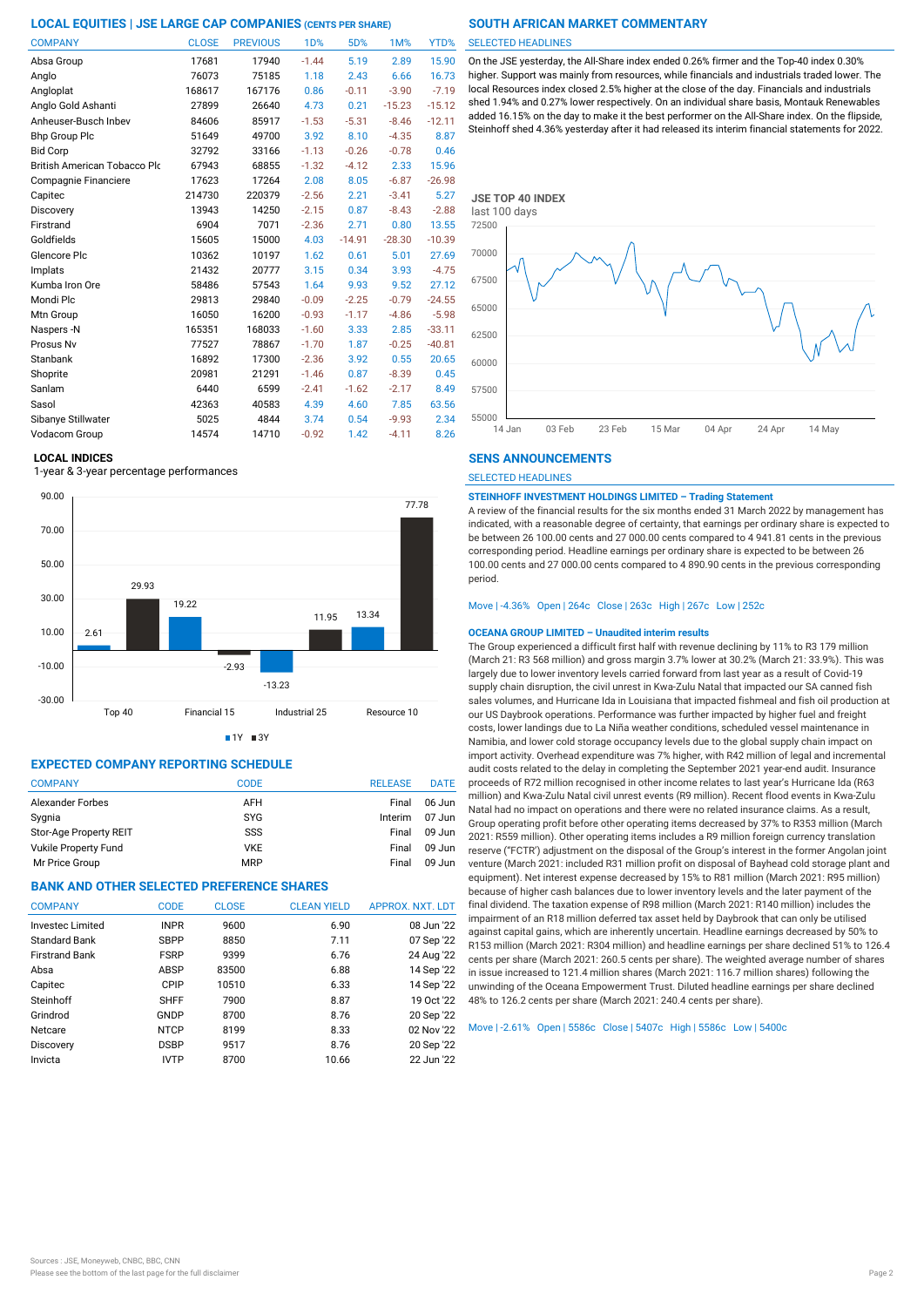## LOCAL EQUITIES | JSE LARGE CAP COMPANIES (CENTS PER SHARE)

| COMPANY | CLOSE | PREVIOUS | 1D% | 5D% | 1M% | YTD% |
|---|---|---|---|---|---|---|
| Absa Group | 17681 | 17940 | -1.44 | 5.19 | 2.89 | 15.90 |
| Anglo | 76073 | 75185 | 1.18 | 2.43 | 6.66 | 16.73 |
| Angloplat | 168617 | 167176 | 0.86 | -0.11 | -3.90 | -7.19 |
| Anglo Gold Ashanti | 27899 | 26640 | 4.73 | 0.21 | -15.23 | -15.12 |
| Anheuser-Busch Inbev | 84606 | 85917 | -1.53 | -5.31 | -8.46 | -12.11 |
| Bhp Group Plc | 51649 | 49700 | 3.92 | 8.10 | -4.35 | 8.87 |
| Bid Corp | 32792 | 33166 | -1.13 | -0.26 | -0.78 | 0.46 |
| British American Tobacco Plc | 67943 | 68855 | -1.32 | -4.12 | 2.33 | 15.96 |
| Compagnie Financiere | 17623 | 17264 | 2.08 | 8.05 | -6.87 | -26.98 |
| Capitec | 214730 | 220379 | -2.56 | 2.21 | -3.41 | 5.27 |
| Discovery | 13943 | 14250 | -2.15 | 0.87 | -8.43 | -2.88 |
| Firstrand | 6904 | 7071 | -2.36 | 2.71 | 0.80 | 13.55 |
| Goldfields | 15605 | 15000 | 4.03 | -14.91 | -28.30 | -10.39 |
| Glencore Plc | 10362 | 10197 | 1.62 | 0.61 | 5.01 | 27.69 |
| Implats | 21432 | 20777 | 3.15 | 0.34 | 3.93 | -4.75 |
| Kumba Iron Ore | 58486 | 57543 | 1.64 | 9.93 | 9.52 | 27.12 |
| Mondi Plc | 29813 | 29840 | -0.09 | -2.25 | -0.79 | -24.55 |
| Mtn Group | 16050 | 16200 | -0.93 | -1.17 | -4.86 | -5.98 |
| Naspers -N | 165351 | 168033 | -1.60 | 3.33 | 2.85 | -33.11 |
| Prosus Nv | 77527 | 78867 | -1.70 | 1.87 | -0.25 | -40.81 |
| Stanbank | 16892 | 17300 | -2.36 | 3.92 | 0.55 | 20.65 |
| Shoprite | 20981 | 21291 | -1.46 | 0.87 | -8.39 | 0.45 |
| Sanlam | 6440 | 6599 | -2.41 | -1.62 | -2.17 | 8.49 |
| Sasol | 42363 | 40583 | 4.39 | 4.60 | 7.85 | 63.56 |
| Sibanye Stillwater | 5025 | 4844 | 3.74 | 0.54 | -9.93 | 2.34 |
| Vodacom Group | 14574 | 14710 | -0.92 | 1.42 | -4.11 | 8.26 |

## LOCAL INDICES

1-year & 3-year percentage performances

90.00
70.00
50.00
30.00
10.00
-10.00
-30.00

2.61
29.93
19.22
-2.93
-13.23
11.95
13.34
77.78

Top 40
Financial 15
Industrial 25
Resource 10

1Y 3Y

## EXPECTED COMPANY REPORTING SCHEDULE

| COMPANY | CODE | RELEASE | DATE |
|---|---|---|---|
| Alexander Forbes | AFH | Final | 06 Jun |
| Sygnia | SYG | Interim | 07 Jun |
| Stor-Age Property REIT | SSS | Final | 09 Jun |
| Vukile Property Fund | VKE | Final | 09 Jun |
| Mr Price Group | MRP | Final | 09 Jun |

## BANK AND OTHER SELECTED PREFERENCE SHARES

| COMPANY | CODE | CLOSE | CLEAN YIELD | APPROX. NXT. LDT |
|---|---|---|---|---|
| Investec Limited | INPR | 9600 | 6.90 | 08 Jun '22 |
| Standard Bank | SBPP | 8850 | 7.11 | 07 Sep '22 |
| Firstrand Bank | FSRP | 9399 | 6.76 | 24 Aug '22 |
| Absa | ABSP | 83500 | 6.88 | 14 Sep '22 |
| Capitec | CPIP | 10510 | 6.33 | 14 Sep '22 |
| Steinhoff | SHFF | 7900 | 8.87 | 19 Oct '22 |
| Grindrod | GNDP | 8700 | 8.76 | 20 Sep '22 |
| Netcare | NTCP | 8199 | 8.33 | 02 Nov '22 |
| Discovery | DSBP | 9517 | 8.76 | 20 Sep '22 |
| Invicta | IVTP | 8700 | 10.66 | 22 Jun '22 |

## SOUTH AFRICAN MARKET COMMENTARY

SELECTED HEADLINES

On the JSE yesterday, the All-Share index ended 0.26% firmer and the Top-40 index 0.30% higher. Support was mainly from resources, while financials and industrials traded lower. The local Resources index closed 2.5% higher at the close of the day. Financials and industrials shed 1.94% and 0.27% lower respectively. On an individual share basis, Montauk Renewables added 16.15% on the day to make it the best performer on the All-Share index. On the flipside, Steinhoff shed 4.36% yesterday after it had released its interim financial statements for 2022.

**JSE TOP 40 INDEX**

last 100 days

72500
70000
67500
65000
62500
60000
57500
55000

14 Jan
03 Feb
23 Feb
15 Mar
04 Apr
24 Apr
14 May

## SENS ANNOUNCEMENTS

SELECTED HEADLINES

**STEINHOFF INVESTMENT HOLDINGS LIMITED – Trading Statement**

A review of the financial results for the six months ended 31 March 2022 by management has indicated, with a reasonable degree of certainty, that earnings per ordinary share is expected to be between 26 100.00 cents and 27 000.00 cents compared to 4 941.81 cents in the previous corresponding period. Headline earnings per ordinary share is expected to be between 26 100.00 cents and 27 000.00 cents compared to 4 890.90 cents in the previous corresponding period.

Move | -4.36% Open | 264c Close | 263c High | 267c Low | 252c

**OCEANA GROUP LIMITED – Unaudited interim results**

The Group experienced a difficult first half with revenue declining by 11% to R3 179 million (March 21: R3 568 million) and gross margin 3.7% lower at 30.2% (March 21: 33.9%). This was largely due to lower inventory levels carried forward from last year as a result of Covid-19 supply chain disruption, the civil unrest in Kwa-Zulu Natal that impacted our SA canned fish sales volumes, and Hurricane Ida in Louisiana that impacted fishmeal and fish oil production at our US Daybrook operations. Performance was further impacted by higher fuel and freight costs, lower landings due to La Niña weather conditions, scheduled vessel maintenance in Namibia, and lower cold storage occupancy levels due to the global supply chain impact on import activity. Overhead expenditure was 7% higher, with R42 million of legal and incremental audit costs related to the delay in completing the September 2021 year-end audit. Insurance proceeds of R72 million recognised in other income relates to last year's Hurricane Ida (R63 million) and Kwa-Zulu Natal civil unrest events (R9 million). Recent flood events in Kwa-Zulu Natal had no impact on operations and there were no related insurance claims. As a result, Group operating profit before other operating items decreased by 37% to R353 million (March 2021: R559 million). Other operating items includes a R9 million foreign currency translation reserve ("FCTR') adjustment on the disposal of the Group's interest in the former Angolan joint venture (March 2021: included R31 million profit on disposal of Bayhead cold storage plant and equipment). Net interest expense decreased by 15% to R81 million (March 2021: R95 million) because of higher cash balances due to lower inventory levels and the later payment of the final dividend. The taxation expense of R98 million (March 2021: R140 million) includes the impairment of an R18 million deferred tax asset held by Daybrook that can only be utilised against capital gains, which are inherently uncertain. Headline earnings decreased by 50% to R153 million (March 2021: R304 million) and headline earnings per share declined 51% to 126.4 cents per share (March 2021: 260.5 cents per share). The weighted average number of shares in issue increased to 121.4 million shares (March 2021: 116.7 million shares) following the unwinding of the Oceana Empowerment Trust. Diluted headline earnings per share declined 48% to 126.2 cents per share (March 2021: 240.4 cents per share).

Move | -2.61% Open | 5586c Close | 5407c High | 5586c Low | 5400c

Sources : JSE, Moneyweb, CNBC, BBC, CNN
Please see the bottom of the last page for the full disclaimer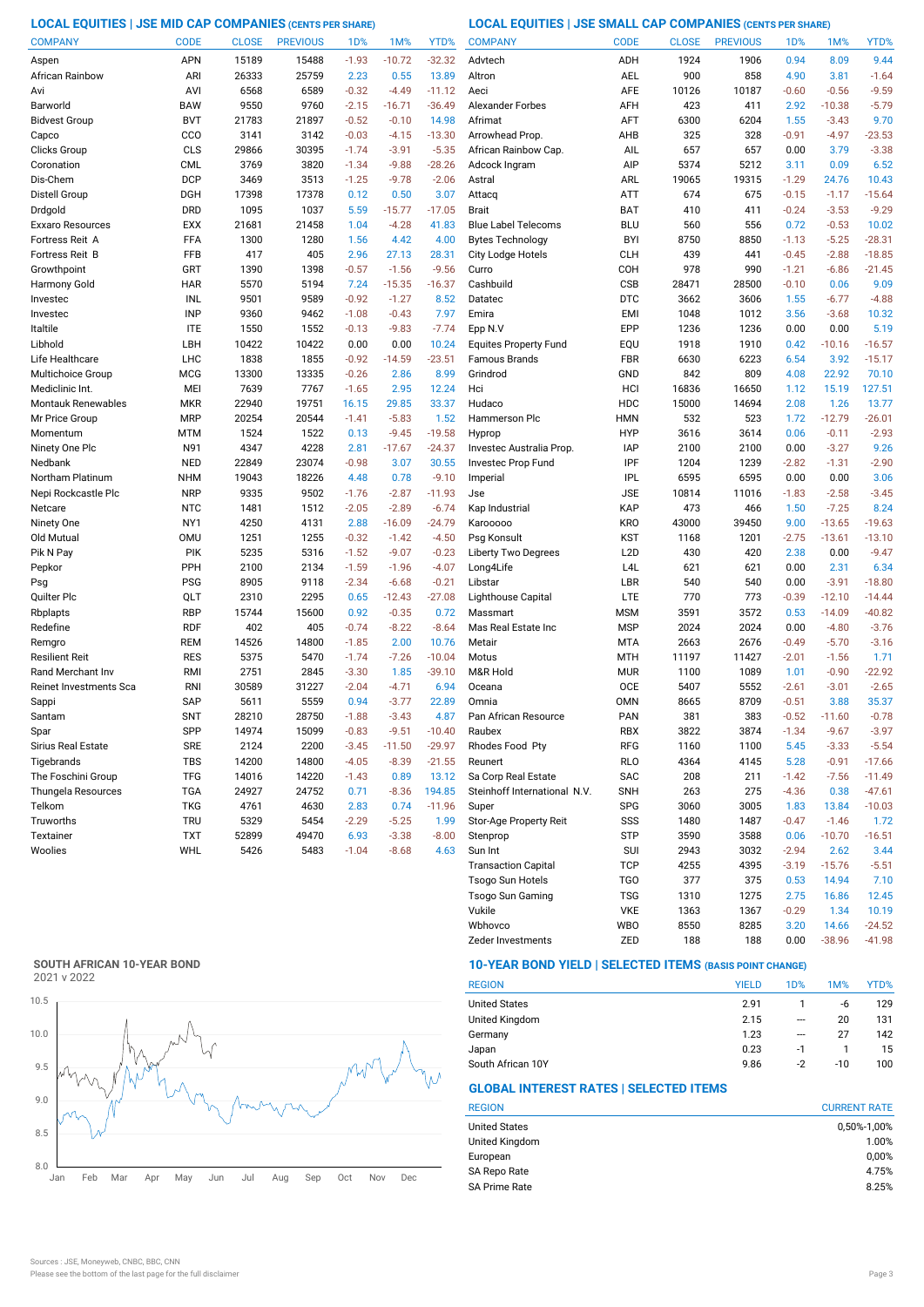## LOCAL EQUITIES | JSE MID CAP COMPANIES (CENTS PER SHARE)

| COMPANY | CODE | CLOSE | PREVIOUS | 1D% | 1M% | YTD% |
|---|---|---|---|---|---|---|
| Aspen | APN | 15189 | 15488 | -1.93 | -10.72 | -32.32 |
| African Rainbow | ARI | 26333 | 25759 | 2.23 | 0.55 | 13.89 |
| Avi | AVI | 6568 | 6589 | -0.32 | -4.49 | -11.12 |
| Barworld | BAW | 9550 | 9760 | -2.15 | -16.71 | -36.49 |
| Bidvest Group | BVT | 21783 | 21897 | -0.52 | -0.10 | 14.98 |
| Capco | CCO | 3141 | 3142 | -0.03 | -4.15 | -13.30 |
| Clicks Group | CLS | 29866 | 30395 | -1.74 | -3.91 | -5.35 |
| Coronation | CML | 3769 | 3820 | -1.34 | -9.88 | -28.26 |
| Dis-Chem | DCP | 3469 | 3513 | -1.25 | -9.78 | -2.06 |
| Distell Group | DGH | 17398 | 17378 | 0.12 | 0.50 | 3.07 |
| Drdgold | DRD | 1095 | 1037 | 5.59 | -15.77 | -17.05 |
| Exxaro Resources | EXX | 21681 | 21458 | 1.04 | -4.28 | 41.83 |
| Fortress Reit A | FFA | 1300 | 1280 | 1.56 | 4.42 | 4.00 |
| Fortress Reit B | FFB | 417 | 405 | 2.96 | 27.13 | 28.31 |
| Growthpoint | GRT | 1390 | 1398 | -0.57 | -1.56 | -9.56 |
| Harmony Gold | HAR | 5570 | 5194 | 7.24 | -15.35 | -16.37 |
| Investec | INL | 9501 | 9589 | -0.92 | -1.27 | 8.52 |
| Investec | INP | 9360 | 9462 | -1.08 | -0.43 | 7.97 |
| Italtile | ITE | 1550 | 1552 | -0.13 | -9.83 | -7.74 |
| Libhold | LBH | 10422 | 10422 | 0.00 | 0.00 | 10.24 |
| Life Healthcare | LHC | 1838 | 1855 | -0.92 | -14.59 | -23.51 |
| Multichoice Group | MCG | 13300 | 13335 | -0.26 | 2.86 | 8.99 |
| Mediclinic Int. | MEI | 7639 | 7767 | -1.65 | 2.95 | 12.24 |
| Montauk Renewables | MKR | 22940 | 19751 | 16.15 | 29.85 | 33.37 |
| Mr Price Group | MRP | 20254 | 20544 | -1.41 | -5.83 | 1.52 |
| Momentum | MTM | 1524 | 1522 | 0.13 | -9.45 | -19.58 |
| Ninety One Plc | N91 | 4347 | 4228 | 2.81 | -17.67 | -24.37 |
| Nedbank | NED | 22849 | 23074 | -0.98 | 3.07 | 30.55 |
| Northam Platinum | NHM | 19043 | 18226 | 4.48 | 0.78 | -9.10 |
| Nepi Rockcastle Plc | NRP | 9335 | 9502 | -1.76 | -2.87 | -11.93 |
| Netcare | NTC | 1481 | 1512 | -2.05 | -2.89 | -6.74 |
| Ninety One | NY1 | 4250 | 4131 | 2.88 | -16.09 | -24.79 |
| Old Mutual | OMU | 1251 | 1255 | -0.32 | -1.42 | -4.50 |
| Pik N Pay | PIK | 5235 | 5316 | -1.52 | -9.07 | -0.23 |
| Pepkor | PPH | 2100 | 2134 | -1.59 | -1.96 | -4.07 |
| Psg | PSG | 8905 | 9118 | -2.34 | -6.68 | -0.21 |
| Quilter Plc | QLT | 2310 | 2295 | 0.65 | -12.43 | -27.08 |
| Rbplapts | RBP | 15744 | 15600 | 0.92 | -0.35 | 0.72 |
| Redefine | RDF | 402 | 405 | -0.74 | -8.22 | -8.64 |
| Remgro | REM | 14526 | 14800 | -1.85 | 2.00 | 10.76 |
| Resilient Reit | RES | 5375 | 5470 | -1.74 | -7.26 | -10.04 |
| Rand Merchant Inv | RMI | 2751 | 2845 | -3.30 | 1.85 | -39.10 |
| Reinet Investments Sca | RNI | 30589 | 31227 | -2.04 | -4.71 | 6.94 |
| Sappi | SAP | 5611 | 5559 | 0.94 | -3.77 | 22.89 |
| Santam | SNT | 28210 | 28750 | -1.88 | -3.43 | 4.87 |
| Spar | SPP | 14974 | 15099 | -0.83 | -9.51 | -10.40 |
| Sirius Real Estate | SRE | 2124 | 2200 | -3.45 | -11.50 | -29.97 |
| Tigebrands | TBS | 14200 | 14800 | -4.05 | -8.39 | -21.55 |
| The Foschini Group | TFG | 14016 | 14220 | -1.43 | 0.89 | 13.12 |
| Thungela Resources | TGA | 24927 | 24752 | 0.71 | -8.36 | 194.85 |
| Telkom | TKG | 4761 | 4630 | 2.83 | 0.74 | -11.96 |
| Truworths | TRU | 5329 | 5454 | -2.29 | -5.25 | 1.99 |
| Textainer | TXT | 52899 | 49470 | 6.93 | -3.38 | -8.00 |
| Woolies | WHL | 5426 | 5483 | -1.04 | -8.68 | 4.63 |

## LOCAL EQUITIES | JSE SMALL CAP COMPANIES (CENTS PER SHARE)

| COMPANY | CODE | CLOSE | PREVIOUS | 1D% | 1M% | YTD% |
|---|---|---|---|---|---|---|
| Advtech | ADH | 1924 | 1906 | 0.94 | 8.09 | 9.44 |
| Altron | AEL | 900 | 858 | 4.90 | 3.81 | -1.64 |
| Aeci | AFE | 10126 | 10187 | -0.60 | -0.56 | -9.59 |
| Alexander Forbes | AFH | 423 | 411 | 2.92 | -10.38 | -5.79 |
| Afrimat | AFT | 6300 | 6204 | 1.55 | -3.43 | 9.70 |
| Arrowhead Prop. | AHB | 325 | 328 | -0.91 | -4.97 | -23.53 |
| African Rainbow Cap. | AIL | 657 | 657 | 0.00 | 3.79 | -3.38 |
| Adcock Ingram | AIP | 5374 | 5212 | 3.11 | 0.09 | 6.52 |
| Astral | ARL | 19065 | 19315 | -1.29 | 24.76 | 10.43 |
| Attacq | ATT | 674 | 675 | -0.15 | -1.17 | -15.64 |
| Brait | BAT | 410 | 411 | -0.24 | -3.53 | -9.29 |
| Blue Label Telecoms | BLU | 560 | 556 | 0.72 | -0.53 | 10.02 |
| Bytes Technology | BYI | 8750 | 8850 | -1.13 | -5.25 | -28.31 |
| City Lodge Hotels | CLH | 439 | 441 | -0.45 | -2.88 | -18.85 |
| Curro | COH | 978 | 990 | -1.21 | -6.86 | -21.45 |
| Cashbuild | CSB | 28471 | 28500 | -0.10 | 0.06 | 9.09 |
| Datatec | DTC | 3662 | 3606 | 1.55 | -6.77 | -4.88 |
| Emira | EMI | 1048 | 1012 | 3.56 | -3.68 | 10.32 |
| Epp N.V | EPP | 1236 | 1236 | 0.00 | 0.00 | 5.19 |
| Equites Property Fund | EQU | 1918 | 1910 | 0.42 | -10.16 | -16.57 |
| Famous Brands | FBR | 6630 | 6223 | 6.54 | 3.92 | -15.17 |
| Grindrod | GND | 842 | 809 | 4.08 | 22.92 | 70.10 |
| Hci | HCI | 16836 | 16650 | 1.12 | 15.19 | 127.51 |
| Hudaco | HDC | 15000 | 14694 | 2.08 | 1.26 | 13.77 |
| Hammerson Plc | HMN | 532 | 523 | 1.72 | -12.79 | -26.01 |
| Hyprop | HYP | 3616 | 3614 | 0.06 | -0.11 | -2.93 |
| Investec Australia Prop. | IAP | 2100 | 2100 | 0.00 | -3.27 | 9.26 |
| Investec Prop Fund | IPF | 1204 | 1239 | -2.82 | -1.31 | -2.90 |
| Imperial | IPL | 6595 | 6595 | 0.00 | 0.00 | 3.06 |
| Jse | JSE | 10814 | 11016 | -1.83 | -2.58 | -3.45 |
| Kap Industrial | KAP | 473 | 466 | 1.50 | -7.25 | 8.24 |
| Karooooo | KRO | 43000 | 39450 | 9.00 | -13.65 | -19.63 |
| Psg Konsult | KST | 1168 | 1201 | -2.75 | -13.61 | -13.10 |
| Liberty Two Degrees | L2D | 430 | 420 | 2.38 | 0.00 | -9.47 |
| Long4Life | L4L | 621 | 621 | 0.00 | 2.31 | 6.34 |
| Libstar | LBR | 540 | 540 | 0.00 | -3.91 | -18.80 |
| Lighthouse Capital | LTE | 770 | 773 | -0.39 | -12.10 | -14.44 |
| Massmart | MSM | 3591 | 3572 | 0.53 | -14.09 | -40.82 |
| Mas Real Estate Inc | MSP | 2024 | 2024 | 0.00 | -4.80 | -3.76 |
| Metair | MTA | 2663 | 2676 | -0.49 | -5.70 | -3.16 |
| Motus | MTH | 11197 | 11427 | -2.01 | -1.56 | 1.71 |
| M&R Hold | MUR | 1100 | 1089 | 1.01 | -0.90 | -22.92 |
| Oceana | OCE | 5407 | 5552 | -2.61 | -3.01 | -2.65 |
| Omnia | OMN | 8665 | 8709 | -0.51 | 3.88 | 35.37 |
| Pan African Resource | PAN | 381 | 383 | -0.52 | -11.60 | -0.78 |
| Raubex | RBX | 3822 | 3874 | -1.34 | -9.67 | -3.97 |
| Rhodes Food Pty | RFG | 1160 | 1100 | 5.45 | -3.33 | -5.54 |
| Reunert | RLO | 4364 | 4145 | 5.28 | -0.91 | -17.66 |
| Sa Corp Real Estate | SAC | 208 | 211 | -1.42 | -7.56 | -11.49 |
| Steinhoff International N.V. | SNH | 263 | 275 | -4.36 | 0.38 | -47.61 |
| Super | SPG | 3060 | 3005 | 1.83 | 13.84 | -10.03 |
| Stor-Age Property Reit | SSS | 1480 | 1487 | -0.47 | -1.46 | 1.72 |
| Stenprop | STP | 3590 | 3588 | 0.06 | -10.70 | -16.51 |
| Sun Int | SUI | 2943 | 3032 | -2.94 | 2.62 | 3.44 |
| Transaction Capital | TCP | 4255 | 4395 | -3.19 | -15.76 | -5.51 |
| Tsogo Sun Hotels | TGO | 377 | 375 | 0.53 | 14.94 | 7.10 |
| Tsogo Sun Gaming | TSG | 1310 | 1275 | 2.75 | 16.86 | 12.45 |
| Vukile | VKE | 1363 | 1367 | -0.29 | 1.34 | 10.19 |
| Wbhovco | WBO | 8550 | 8285 | 3.20 | 14.66 | -24.52 |
| Zeder Investments | ZED | 188 | 188 | 0.00 | -38.96 | -41.98 |

## SOUTH AFRICAN 10-YEAR BOND

2021 v 2022

10.5
10.0
9.5
9.0
8.5
8.0
Jan Feb Mar Apr May Jun Jul Aug Sep Oct Nov Dec

## 10-YEAR BOND YIELD | SELECTED ITEMS (BASIS POINT CHANGE)

| REGION | YIELD | 1D% | 1M% | YTD% |
|---|---|---|---|---|
| United States | 2.91 | 1 | -6 | 129 |
| United Kingdom | 2.15 | --- | 20 | 131 |
| Germany | 1.23 | --- | 27 | 142 |
| Japan | 0.23 | -1 | 1 | 15 |
| South African 10Y | 9.86 | -2 | -10 | 100 |

## GLOBAL INTEREST RATES | SELECTED ITEMS

| REGION | CURRENT RATE |
|---|---|
| United States | 0,50%-1,00% |
| United Kingdom | 1.00% |
| European | 0,00% |
| SA Repo Rate | 4.75% |
| SA Prime Rate | 8.25% |

Sources : JSE, Moneyweb, CNBC, BBC, CNN
Please see the bottom of the last page for the full disclaimer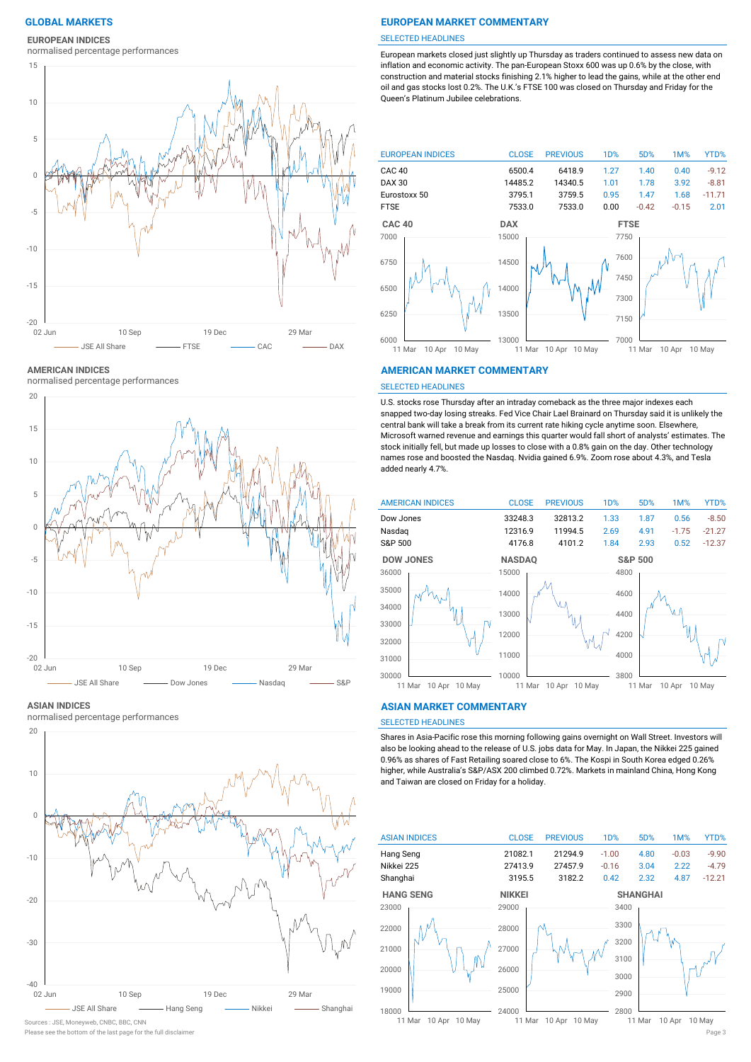## GLOBAL MARKETS

### EUROPEAN INDICES

normalised percentage performances

## EUROPEAN MARKET COMMENTARY

SELECTED HEADLINES

European markets closed just slightly up Thursday as traders continued to assess new data on inflation and economic activity. The pan-European Stoxx 600 was up 0.6% by the close, with construction and material stocks finishing 2.1% higher to lead the gains, while at the other end oil and gas stocks lost 0.2%. The U.K.'s FTSE 100 was closed on Thursday and Friday for the Queen's Platinum Jubilee celebrations.

| EUROPEAN INDICES | CLOSE | PREVIOUS | 1D% | 5D% | 1M% | YTD% |
|---|---|---|---|---|---|---|
| CAC 40 | 6500.4 | 6418.9 | 1.27 | 1.40 | 0.40 | -9.12 |
| DAX 30 | 14485.2 | 14340.5 | 1.01 | 1.78 | 3.92 | -8.81 |
| Eurostoxx 50 | 3795.1 | 3759.5 | 0.95 | 1.47 | 1.68 | -11.71 |
| FTSE | 7533.0 | 7533.0 | 0.00 | -0.42 | -0.15 | 2.01 |

### AMERICAN INDICES

normalised percentage performances

## AMERICAN MARKET COMMENTARY

SELECTED HEADLINES

U.S. stocks rose Thursday after an intraday comeback as the three major indexes each snapped two-day losing streaks. Fed Vice Chair Lael Brainard on Thursday said it is unlikely the central bank will take a break from its current rate hiking cycle anytime soon. Elsewhere, Microsoft warned revenue and earnings this quarter would fall short of analysts' estimates. The stock initially fell, but made up losses to close with a 0.8% gain on the day. Other technology names rose and boosted the Nasdaq. Nvidia gained 6.9%. Zoom rose about 4.3%, and Tesla added nearly 4.7%.

| AMERICAN INDICES | CLOSE | PREVIOUS | 1D% | 5D% | 1M% | YTD% |
|---|---|---|---|---|---|---|
| Dow Jones | 33248.3 | 32813.2 | 1.33 | 1.87 | 0.56 | -8.50 |
| Nasdaq | 12316.9 | 11994.5 | 2.69 | 4.91 | -1.75 | -21.27 |
| S&P 500 | 4176.8 | 4101.2 | 1.84 | 2.93 | 0.52 | -12.37 |

### ASIAN INDICES

normalised percentage performances

## ASIAN MARKET COMMENTARY

SELECTED HEADLINES

Shares in Asia-Pacific rose this morning following gains overnight on Wall Street. Investors will also be looking ahead to the release of U.S. jobs data for May. In Japan, the Nikkei 225 gained 0.96% as shares of Fast Retailing soared close to 6%. The Kospi in South Korea edged 0.26% higher, while Australia's S&P/ASX 200 climbed 0.72%. Markets in mainland China, Hong Kong and Taiwan are closed on Friday for a holiday.

| ASIAN INDICES | CLOSE | PREVIOUS | 1D% | 5D% | 1M% | YTD% |
|---|---|---|---|---|---|---|
| Hang Seng | 21082.1 | 21294.9 | -1.00 | 4.80 | -0.03 | -9.90 |
| Nikkei 225 | 27413.9 | 27457.9 | -0.16 | 3.04 | 2.22 | -4.79 |
| Shanghai | 3195.5 | 3182.2 | 0.42 | 2.32 | 4.87 | -12.21 |

Sources : JSE, Moneyweb, CNBC, BBC, CNN

Please see the bottom of the last page for the full disclaimer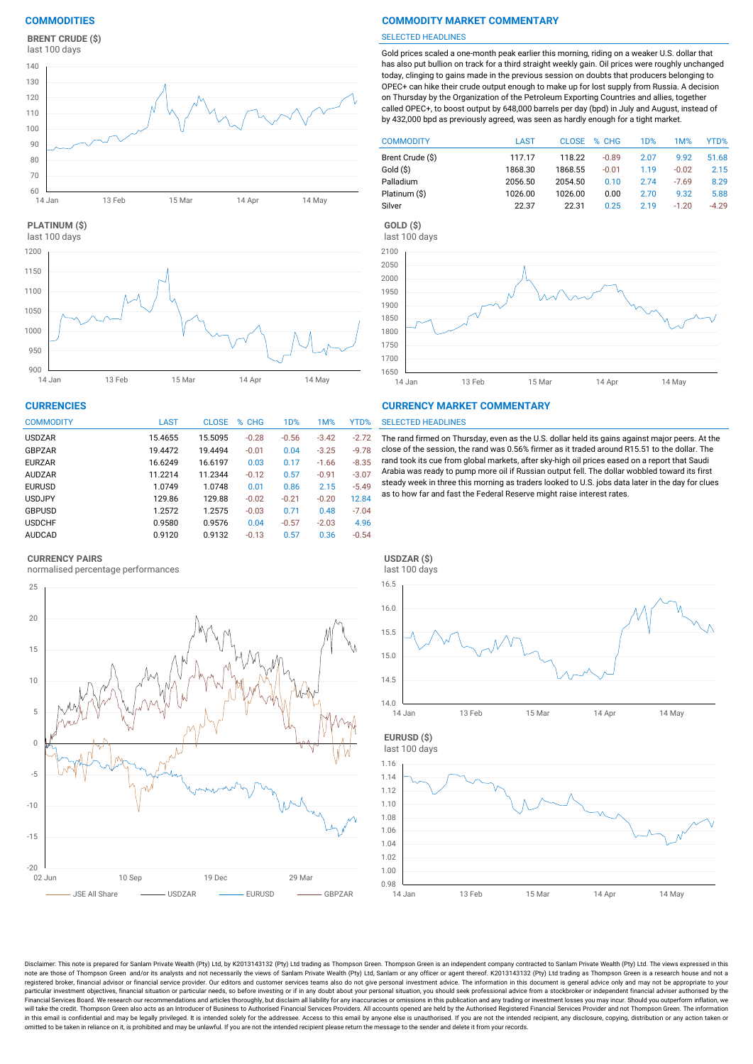## COMMODITIES

**BRENT CRUDE ($)**
last 100 days

140
130
120
110
100
90
80
70
60
14 Jan
13 Feb
15 Mar
14 Apr
14 May

**PLATINUM ($)**
last 100 days

1200
1150
1100
1050
1000
950
900
14 Jan
13 Feb
15 Mar
14 Apr
14 May

## COMMODITY MARKET COMMENTARY

SELECTED HEADLINES

Gold prices scaled a one-month peak earlier this morning, riding on a weaker U.S. dollar that has also put bullion on track for a third straight weekly gain. Oil prices were roughly unchanged today, clinging to gains made in the previous session on doubts that producers belonging to OPEC+ can hike their crude output enough to make up for lost supply from Russia. A decision on Thursday by the Organization of the Petroleum Exporting Countries and allies, together called OPEC+, to boost output by 648,000 barrels per day (bpd) in July and August, instead of by 432,000 bpd as previously agreed, was seen as hardly enough for a tight market.

| COMMODITY | LAST | CLOSE | % CHG | 1D% | 1M% | YTD% |
|---|---|---|---|---|---|---|
| Brent Crude ($) | 117.17 | 118.22 | -0.89 | 2.07 | 9.92 | 51.68 |
| Gold ($) | 1868.30 | 1868.55 | -0.01 | 1.19 | -0.02 | 2.15 |
| Palladium | 2056.50 | 2054.50 | 0.10 | 2.74 | -7.69 | 8.29 |
| Platinum ($) | 1026.00 | 1026.00 | 0.00 | 2.70 | 9.32 | 5.88 |
| Silver | 22.37 | 22.31 | 0.25 | 2.19 | -1.20 | -4.29 |

**GOLD ($)**
last 100 days

2100
2050
2000
1950
1900
1850
1800
1750
1700
1650
14 Jan
13 Feb
15 Mar
14 Apr
14 May

## CURRENCIES

| COMMODITY | LAST | CLOSE | % CHG | 1D% | 1M% | YTD% |
|---|---|---|---|---|---|---|
| USDZAR | 15.4655 | 15.5095 | -0.28 | -0.56 | -3.42 | -2.72 |
| GBPZAR | 19.4472 | 19.4494 | -0.01 | 0.04 | -3.25 | -9.78 |
| EURZAR | 16.6249 | 16.6197 | 0.03 | 0.17 | -1.66 | -8.35 |
| AUDZAR | 11.2214 | 11.2344 | -0.12 | 0.57 | -0.91 | -3.07 |
| EURUSD | 1.0749 | 1.0748 | 0.01 | 0.86 | 2.15 | -5.49 |
| USDJPY | 129.86 | 129.88 | -0.02 | -0.21 | -0.20 | 12.84 |
| GBPUSD | 1.2572 | 1.2575 | -0.03 | 0.71 | 0.48 | -7.04 |
| USDCHF | 0.9580 | 0.9576 | 0.04 | -0.57 | -2.03 | 4.96 |
| AUDCAD | 0.9120 | 0.9132 | -0.13 | 0.57 | 0.36 | -0.54 |

## CURRENCY MARKET COMMENTARY

SELECTED HEADLINES

The rand firmed on Thursday, even as the U.S. dollar held its gains against major peers. At the close of the session, the rand was 0.56% firmer as it traded around R15.51 to the dollar. The rand took its cue from global markets, after sky-high oil prices eased on a report that Saudi Arabia was ready to pump more oil if Russian output fell. The dollar wobbled toward its first steady week in three this morning as traders looked to U.S. jobs data later in the day for clues as to how far and fast the Federal Reserve might raise interest rates.

**CURRENCY PAIRS**
normalised percentage performances

25
20
15
10
5
0
-5
-10
-15
-20
02 Jun
10 Sep
19 Dec
29 Mar
JSE All Share
USDZAR
EURUSD
GBPZAR

**USDZAR ($)**
last 100 days

16.5
16.0
15.5
15.0
14.5
14.0
14 Jan
13 Feb
15 Mar
14 Apr
14 May

**EURUSD ($)**
last 100 days

1.16
1.14
1.12
1.10
1.08
1.06
1.04
1.02
1.00
0.98
14 Jan
13 Feb
15 Mar
14 Apr
14 May

Disclaimer: This note is prepared for Sanlam Private Wealth (Pty) Ltd, by K2013143132 (Pty) Ltd trading as Thompson Green. Thompson Green is an independent company contracted to Sanlam Private Wealth (Pty) Ltd. The views expressed in this note are those of Thompson Green and/or its analysts and not necessarily the views of Sanlam Private Wealth (Pty) Ltd, Sanlam or any officer or agent thereof. K2013143132 (Pty) Ltd trading as Thompson Green is a research house and not a registered broker, financial advisor or financial service provider. Our editors and customer services teams also do not give personal investment advice. The information in this document is general advice only and may not be appropriate to your particular investment objectives, financial situation or particular needs, so before investing or if in any doubt about your personal situation, you should seek professional advice from a stockbroker or independent financial adviser authorised by the Financial Services Board. We research our recommendations and articles thoroughly, but disclaim all liability for any inaccuracies or omissions in this publication and any trading or investment losses you may incur. Should you outperform inflation, we will take the credit. Thompson Green also acts as an Introducer of Business to Authorised Financial Services Providers. All accounts opened are held by the Authorised Registered Financial Services Provider and not Thompson Green. The information in this email is confidential and may be legally privileged. It is intended solely for the addressee. Access to this email by anyone else is unauthorised. If you are not the intended recipient, any disclosure, copying, distribution or any action taken or omitted to be taken in reliance on it, is prohibited and may be unlawful. If you are not the intended recipient please return the message to the sender and delete it from your records.